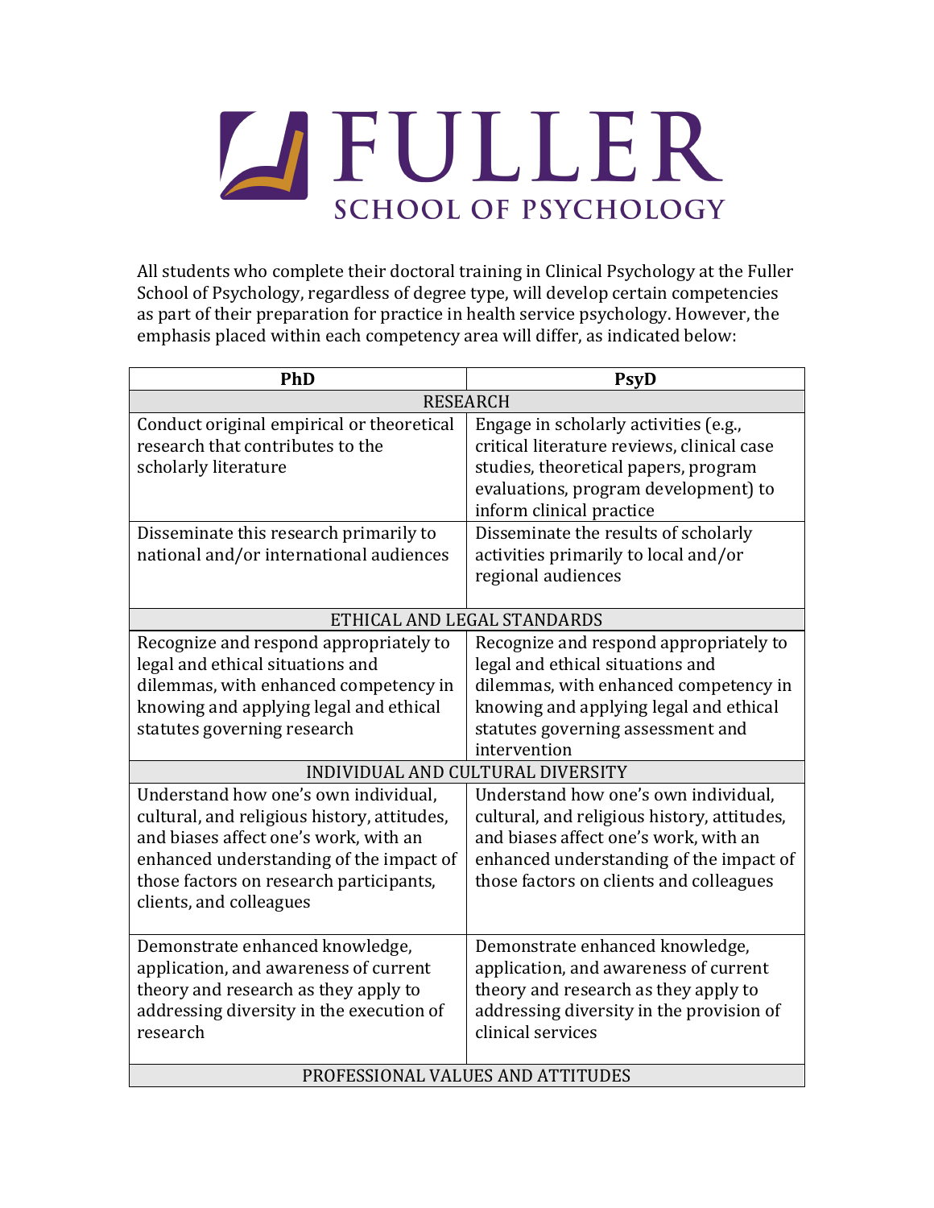# FULLER

## SCHOOL OF PSYCHOLOGY

All students who complete their doctoral training in Clinical Psychology at the Fuller School of Psychology, regardless of degree type, will develop certain competencies as part of their preparation for practice in health service psychology. However, the emphasis placed within each competency area will differ, as indicated below:

| PhD | PsyD |
|---|---|
| RESEARCH | |
| Conduct original empirical or theoretical research that contributes to the scholarly literature | Engage in scholarly activities (e.g., critical literature reviews, clinical case studies, theoretical papers, program evaluations, program development) to inform clinical practice |
| Disseminate this research primarily to national and/or international audiences | Disseminate the results of scholarly activities primarily to local and/or regional audiences |
| ETHICAL AND LEGAL STANDARDS | |
| Recognize and respond appropriately to legal and ethical situations and dilemmas, with enhanced competency in knowing and applying legal and ethical statutes governing research | Recognize and respond appropriately to legal and ethical situations and dilemmas, with enhanced competency in knowing and applying legal and ethical statutes governing assessment and intervention |
| INDIVIDUAL AND CULTURAL DIVERSITY | |
| Understand how one's own individual, cultural, and religious history, attitudes, and biases affect one's work, with an enhanced understanding of the impact of those factors on research participants, clients, and colleagues | Understand how one's own individual, cultural, and religious history, attitudes, and biases affect one's work, with an enhanced understanding of the impact of those factors on clients and colleagues |
| Demonstrate enhanced knowledge, application, and awareness of current theory and research as they apply to addressing diversity in the execution of research | Demonstrate enhanced knowledge, application, and awareness of current theory and research as they apply to addressing diversity in the provision of clinical services |
| PROFESSIONAL VALUES AND ATTITUDES | |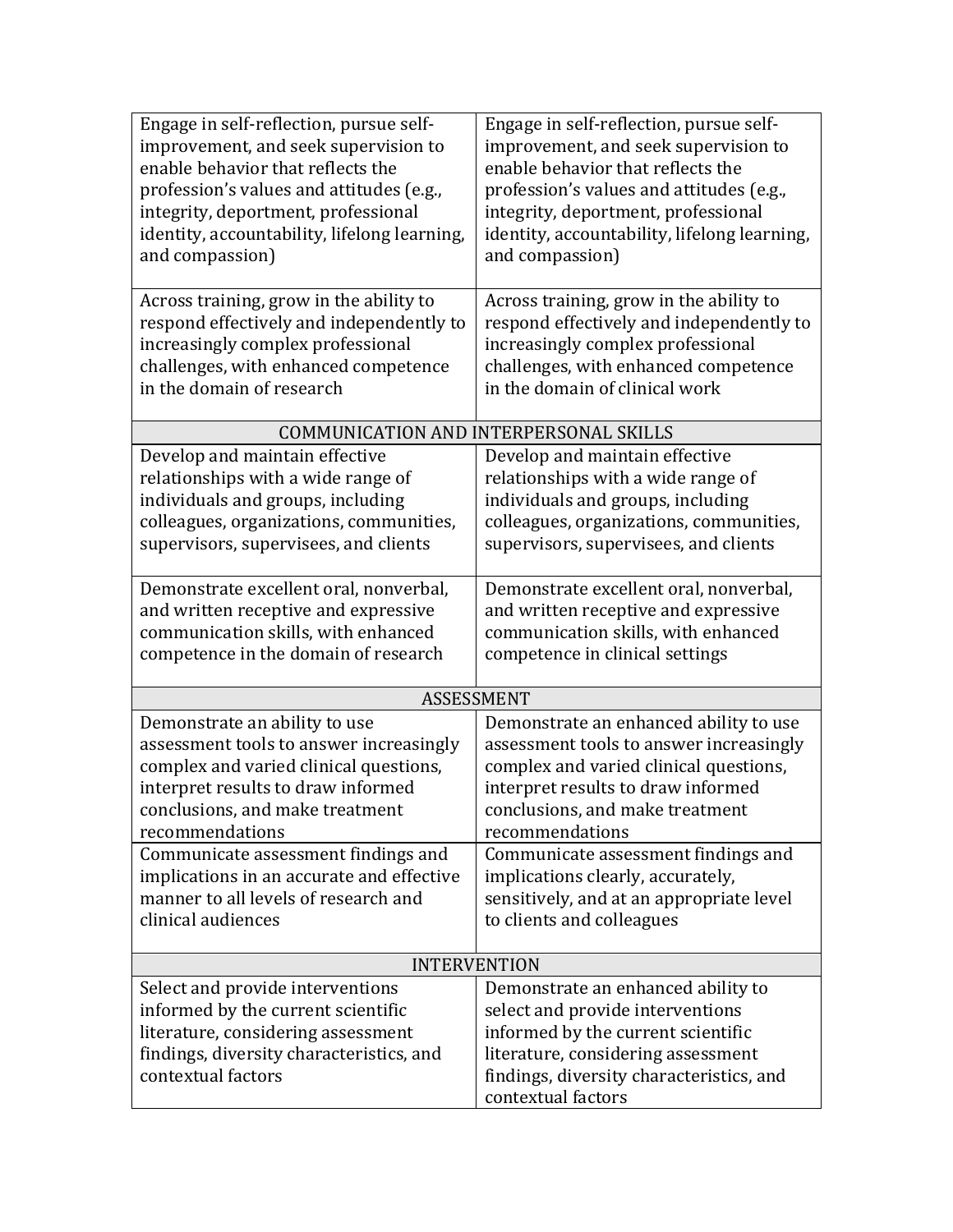| | |
|---|---|
| Engage in self-reflection, pursue self-improvement, and seek supervision to enable behavior that reflects the profession's values and attitudes (e.g., integrity, deportment, professional identity, accountability, lifelong learning, and compassion) | Engage in self-reflection, pursue self-improvement, and seek supervision to enable behavior that reflects the profession's values and attitudes (e.g., integrity, deportment, professional identity, accountability, lifelong learning, and compassion) |
| Across training, grow in the ability to respond effectively and independently to increasingly complex professional challenges, with enhanced competence in the domain of research | Across training, grow in the ability to respond effectively and independently to increasingly complex professional challenges, with enhanced competence in the domain of clinical work |
| COMMUNICATION AND INTERPERSONAL SKILLS | |
| Develop and maintain effective relationships with a wide range of individuals and groups, including colleagues, organizations, communities, supervisors, supervisees, and clients | Develop and maintain effective relationships with a wide range of individuals and groups, including colleagues, organizations, communities, supervisors, supervisees, and clients |
| Demonstrate excellent oral, nonverbal, and written receptive and expressive communication skills, with enhanced competence in the domain of research | Demonstrate excellent oral, nonverbal, and written receptive and expressive communication skills, with enhanced competence in clinical settings |
| ASSESSMENT | |
| Demonstrate an ability to use assessment tools to answer increasingly complex and varied clinical questions, interpret results to draw informed conclusions, and make treatment recommendations | Demonstrate an enhanced ability to use assessment tools to answer increasingly complex and varied clinical questions, interpret results to draw informed conclusions, and make treatment recommendations |
| Communicate assessment findings and implications in an accurate and effective manner to all levels of research and clinical audiences | Communicate assessment findings and implications clearly, accurately, sensitively, and at an appropriate level to clients and colleagues |
| INTERVENTION | |
| Select and provide interventions informed by the current scientific literature, considering assessment findings, diversity characteristics, and contextual factors | Demonstrate an enhanced ability to select and provide interventions informed by the current scientific literature, considering assessment findings, diversity characteristics, and contextual factors |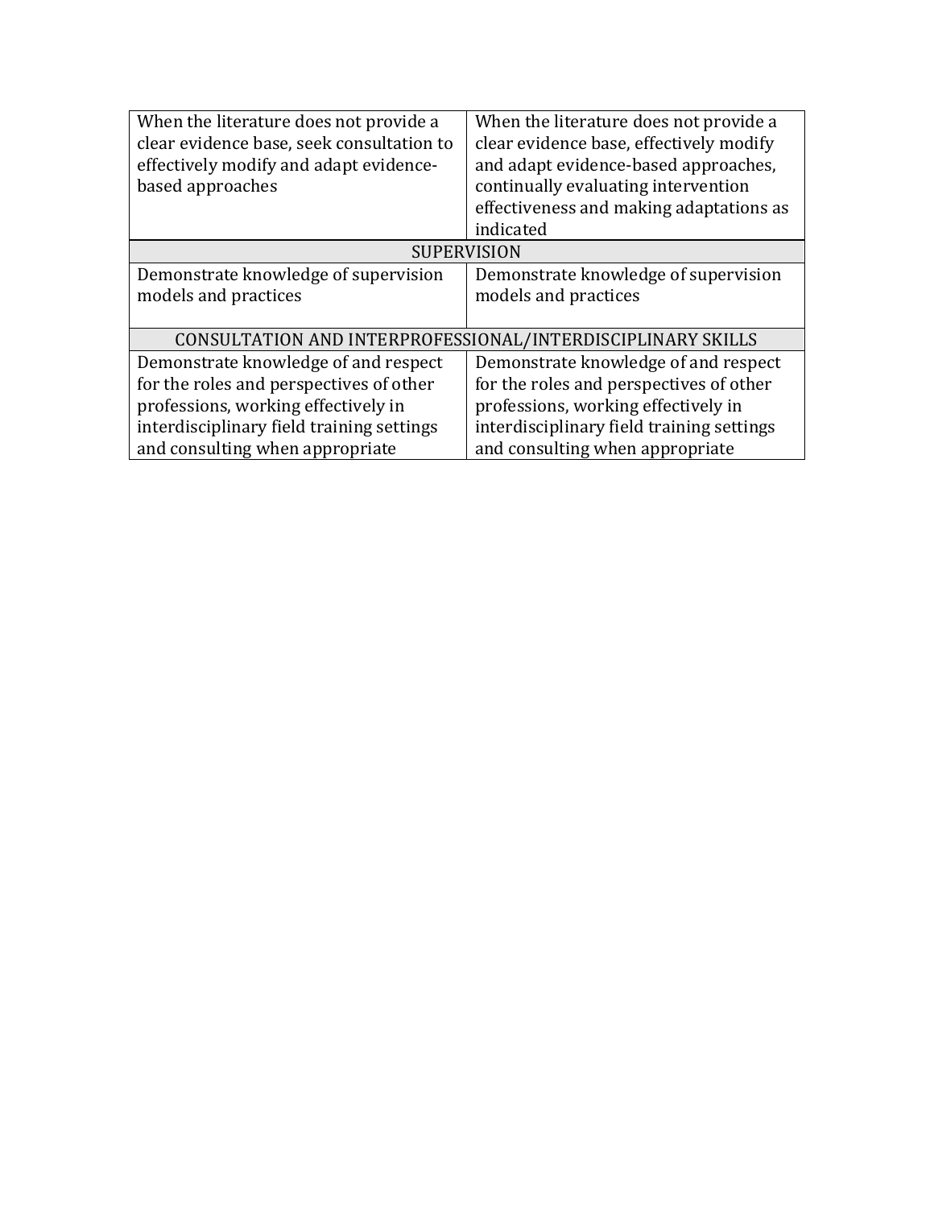| | |
|---|---|
| When the literature does not provide a clear evidence base, seek consultation to effectively modify and adapt evidence-based approaches | When the literature does not provide a clear evidence base, effectively modify and adapt evidence-based approaches, continually evaluating intervention effectiveness and making adaptations as indicated |
| SUPERVISION | |
| Demonstrate knowledge of supervision models and practices | Demonstrate knowledge of supervision models and practices |
| CONSULTATION AND INTERPROFESSIONAL/INTERDISCIPLINARY SKILLS | |
| Demonstrate knowledge of and respect for the roles and perspectives of other professions, working effectively in interdisciplinary field training settings and consulting when appropriate | Demonstrate knowledge of and respect for the roles and perspectives of other professions, working effectively in interdisciplinary field training settings and consulting when appropriate |